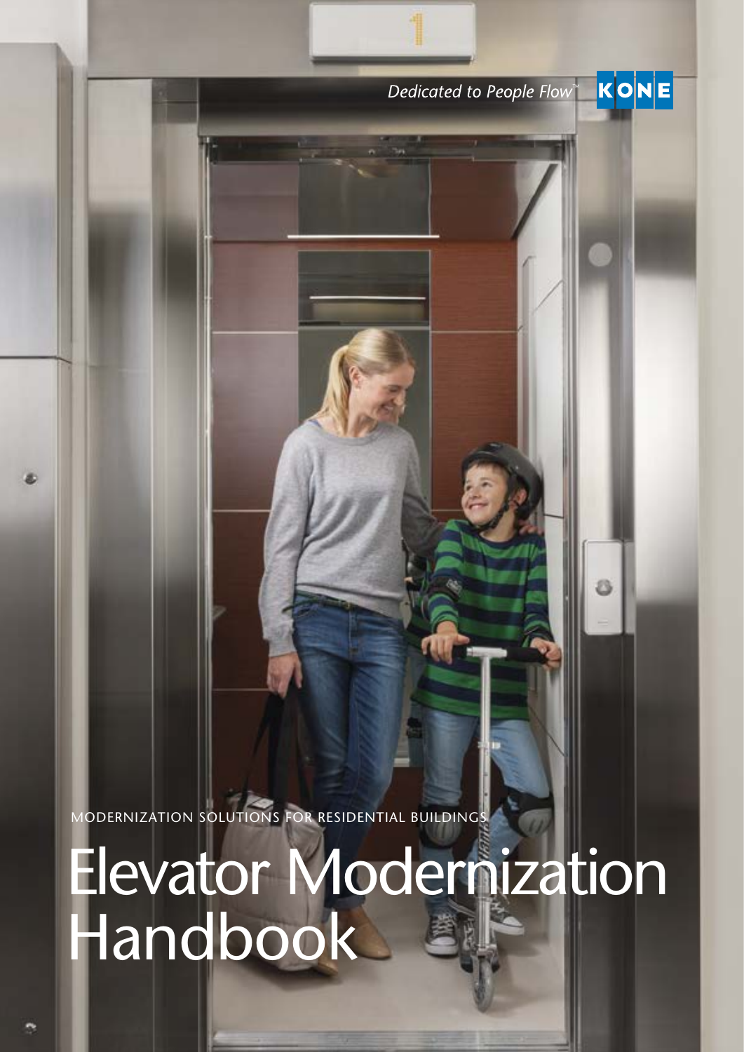*Dedicated to People Flow™* KONE

MODERNIZATION SOLUTIONS FOR RESIDENTIAL BUILDINGS

# Elevator Modernization Handbook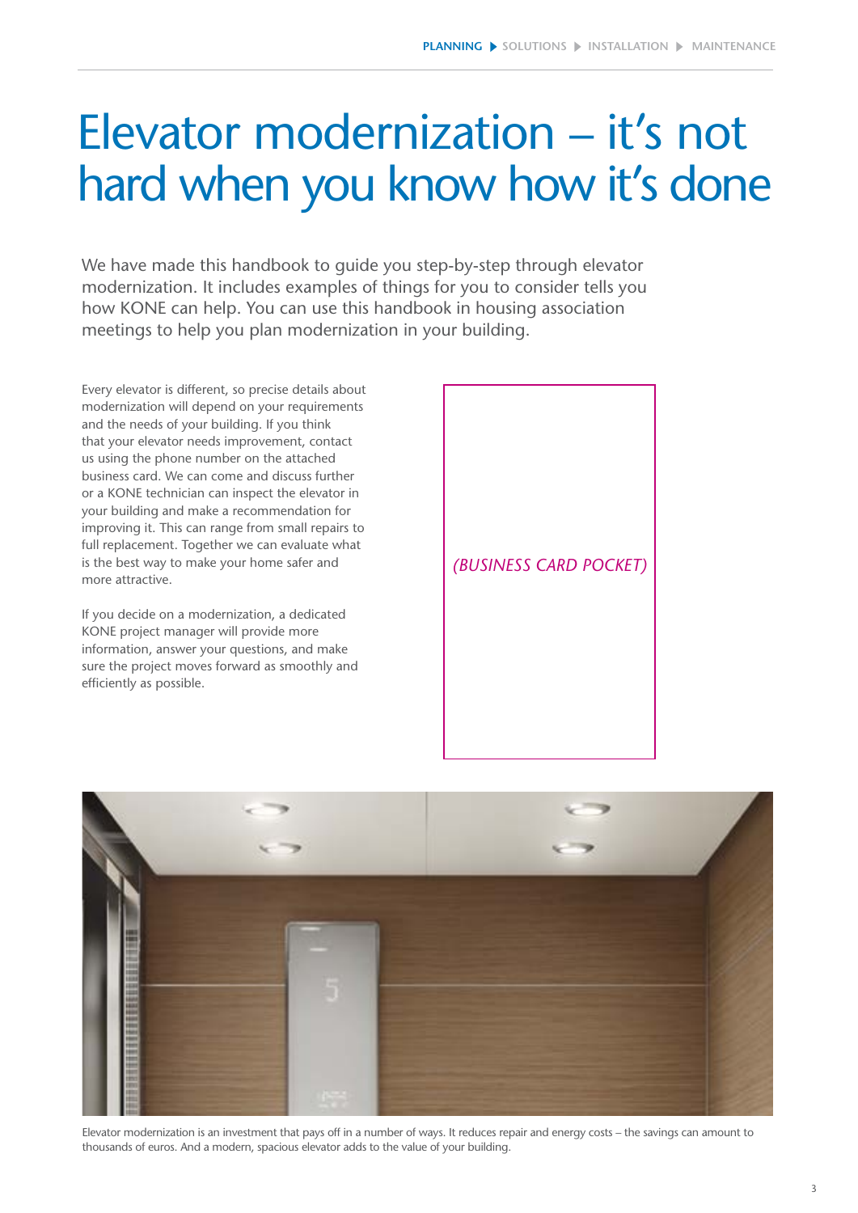# Elevator modernization – it's not hard when you know how it's done

We have made this handbook to guide you step-by-step through elevator modernization. It includes examples of things for you to consider tells you how KONE can help. You can use this handbook in housing association meetings to help you plan modernization in your building.

Every elevator is different, so precise details about modernization will depend on your requirements and the needs of your building. If you think that your elevator needs improvement, contact us using the phone number on the attached business card. We can come and discuss further or a KONE technician can inspect the elevator in your building and make a recommendation for improving it. This can range from small repairs to full replacement. Together we can evaluate what is the best way to make your home safer and more attractive.

If you decide on a modernization, a dedicated KONE project manager will provide more information, answer your questions, and make sure the project moves forward as smoothly and efficiently as possible.

*(BUSINESS CARD POCKET)*

Elevator modernization is an investment that pays off in a number of ways. It reduces repair and energy costs – the savings can amount to thousands of euros. And a modern, spacious elevator adds to the value of your building.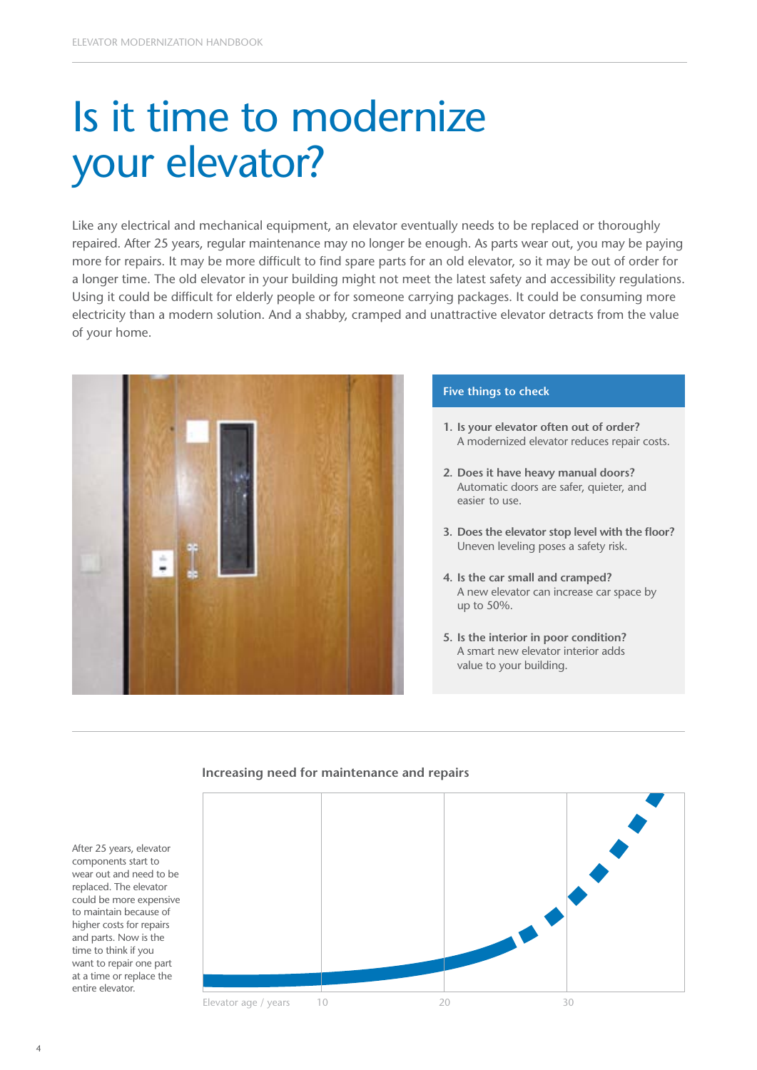# Is it time to modernize your elevator?

Like any electrical and mechanical equipment, an elevator eventually needs to be replaced or thoroughly repaired. After 25 years, regular maintenance may no longer be enough. As parts wear out, you may be paying more for repairs. It may be more difficult to find spare parts for an old elevator, so it may be out of order for a longer time. The old elevator in your building might not meet the latest safety and accessibility regulations. Using it could be difficult for elderly people or for someone carrying packages. It could be consuming more electricity than a modern solution. And a shabby, cramped and unattractive elevator detracts from the value of your home.

### Five things to check

1. **Is your elevator often out of order?**
   A modernized elevator reduces repair costs.
2. **Does it have heavy manual doors?**
   Automatic doors are safer, quieter, and easier to use.
3. **Does the elevator stop level with the floor?**
   Uneven leveling poses a safety risk.
4. **Is the car small and cramped?**
   A new elevator can increase car space by up to 50%.
5. **Is the interior in poor condition?**
   A smart new elevator interior adds value to your building.

### Increasing need for maintenance and repairs

After 25 years, elevator components start to wear out and need to be replaced. The elevator could be more expensive to maintain because of higher costs for repairs and parts. Now is the time to think if you want to repair one part at a time or replace the entire elevator.

Elevator age / years: 10, 20, 30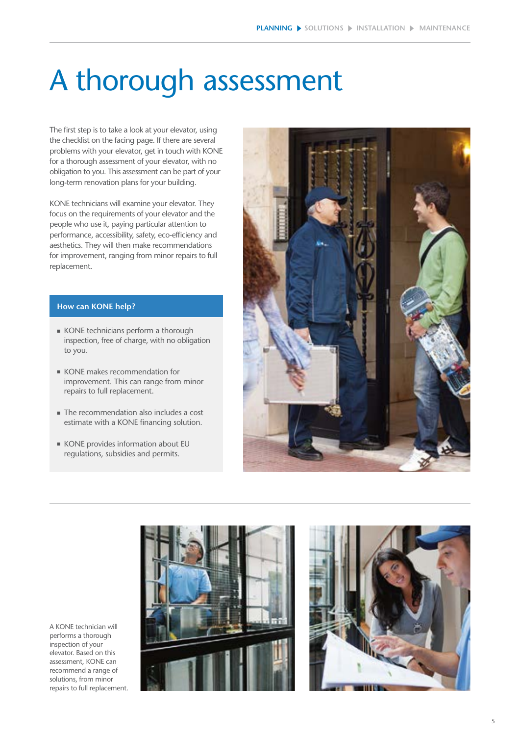# A thorough assessment

The first step is to take a look at your elevator, using the checklist on the facing page. If there are several problems with your elevator, get in touch with KONE for a thorough assessment of your elevator, with no obligation to you. This assessment can be part of your long-term renovation plans for your building.

KONE technicians will examine your elevator. They focus on the requirements of your elevator and the people who use it, paying particular attention to performance, accessibility, safety, eco-efficiency and aesthetics. They will then make recommendations for improvement, ranging from minor repairs to full replacement.

## How can KONE help?

- KONE technicians perform a thorough inspection, free of charge, with no obligation to you.
- KONE makes recommendation for improvement. This can range from minor repairs to full replacement.
- The recommendation also includes a cost estimate with a KONE financing solution.
- KONE provides information about EU regulations, subsidies and permits.

A KONE technician will performs a thorough inspection of your elevator. Based on this assessment, KONE can recommend a range of solutions, from minor repairs to full replacement.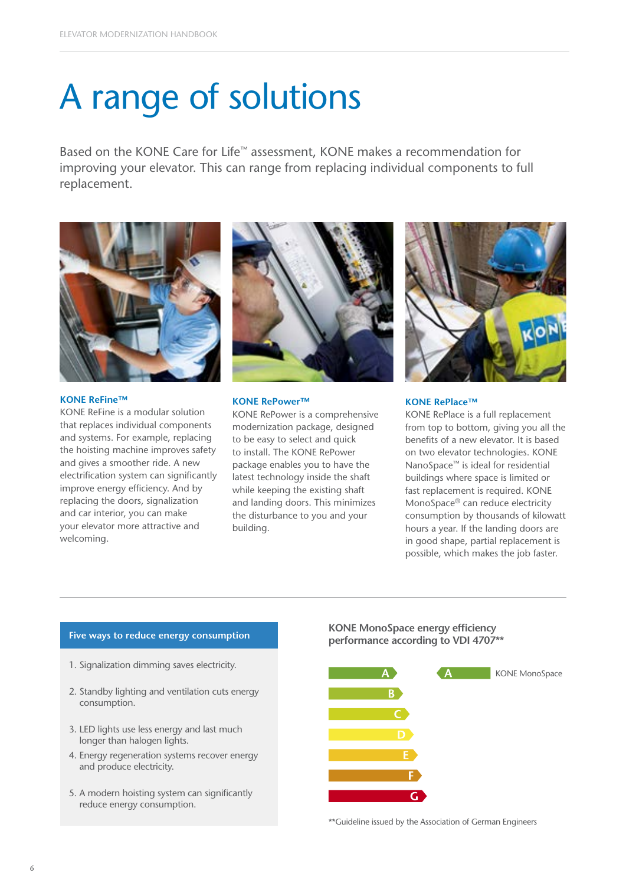# A range of solutions

Based on the KONE Care for Life™ assessment, KONE makes a recommendation for improving your elevator. This can range from replacing individual components to full replacement.

### KONE ReFine™

KONE ReFine is a modular solution that replaces individual components and systems. For example, replacing the hoisting machine improves safety and gives a smoother ride. A new electrification system can significantly improve energy efficiency. And by replacing the doors, signalization and car interior, you can make your elevator more attractive and welcoming.

### KONE RePower™

KONE RePower is a comprehensive modernization package, designed to be easy to select and quick to install. The KONE RePower package enables you to have the latest technology inside the shaft while keeping the existing shaft and landing doors. This minimizes the disturbance to you and your building.

### KONE RePlace™

KONE RePlace is a full replacement from top to bottom, giving you all the benefits of a new elevator. It is based on two elevator technologies. KONE NanoSpace™ is ideal for residential buildings where space is limited or fast replacement is required. KONE MonoSpace® can reduce electricity consumption by thousands of kilowatt hours a year. If the landing doors are in good shape, partial replacement is possible, which makes the job faster.

---

### Five ways to reduce energy consumption

1. Signalization dimming saves electricity.
2. Standby lighting and ventilation cuts energy consumption.
3. LED lights use less energy and last much longer than halogen lights.
4. Energy regeneration systems recover energy and produce electricity.
5. A modern hoisting system can significantly reduce energy consumption.

### KONE MonoSpace energy efficiency performance according to VDI 4707**

| Energy class | KONE MonoSpace |
|---|---|
| A | A |
| B | |
| C | |
| D | |
| E | |
| F | |
| G | |

**Guideline issued by the Association of German Engineers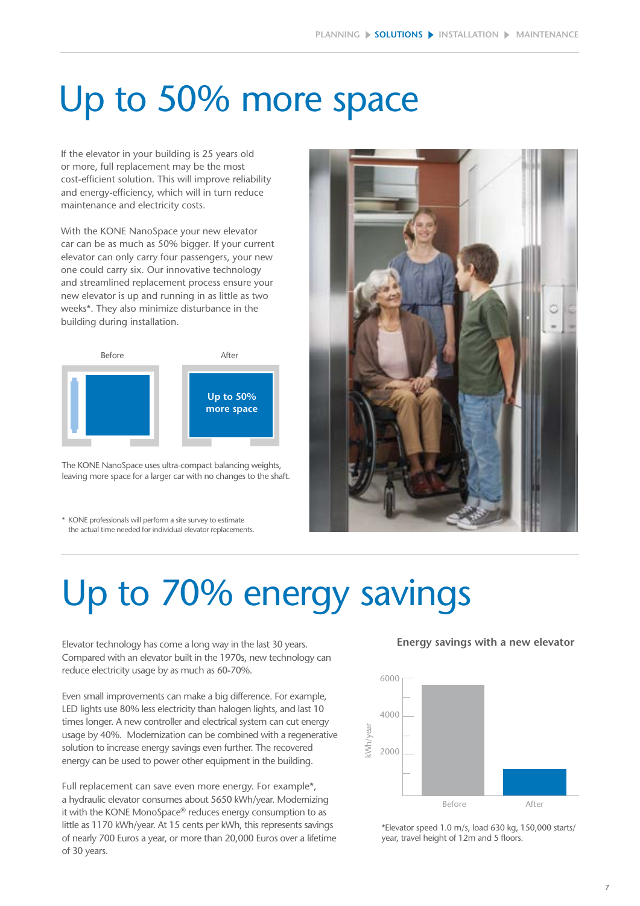# Up to 50% more space

If the elevator in your building is 25 years old or more, full replacement may be the most cost-efficient solution. This will improve reliability and energy-efficiency, which will in turn reduce maintenance and electricity costs.

With the KONE NanoSpace your new elevator car can be as much as 50% bigger. If your current elevator can only carry four passengers, your new one could carry six. Our innovative technology and streamlined replacement process ensure your new elevator is up and running in as little as two weeks*. They also minimize disturbance in the building during installation.

Before

After

**Up to 50% more space**

The KONE NanoSpace uses ultra-compact balancing weights, leaving more space for a larger car with no changes to the shaft.

* KONE professionals will perform a site survey to estimate the actual time needed for individual elevator replacements.

# Up to 70% energy savings

Elevator technology has come a long way in the last 30 years. Compared with an elevator built in the 1970s, new technology can reduce electricity usage by as much as 60-70%.

Even small improvements can make a big difference. For example, LED lights use 80% less electricity than halogen lights, and last 10 times longer. A new controller and electrical system can cut energy usage by 40%. Modernization can be combined with a regenerative solution to increase energy savings even further. The recovered energy can be used to power other equipment in the building.

Full replacement can save even more energy. For example*, a hydraulic elevator consumes about 5650 kWh/year. Modernizing it with the KONE MonoSpace® reduces energy consumption to as little as 1170 kWh/year. At 15 cents per kWh, this represents savings of nearly 700 Euros a year, or more than 20,000 Euros over a lifetime of 30 years.

**Energy savings with a new elevator**

kWh/year: 6000, 4000, 2000

Before / After

*Elevator speed 1.0 m/s, load 630 kg, 150,000 starts/ year, travel height of 12m and 5 floors.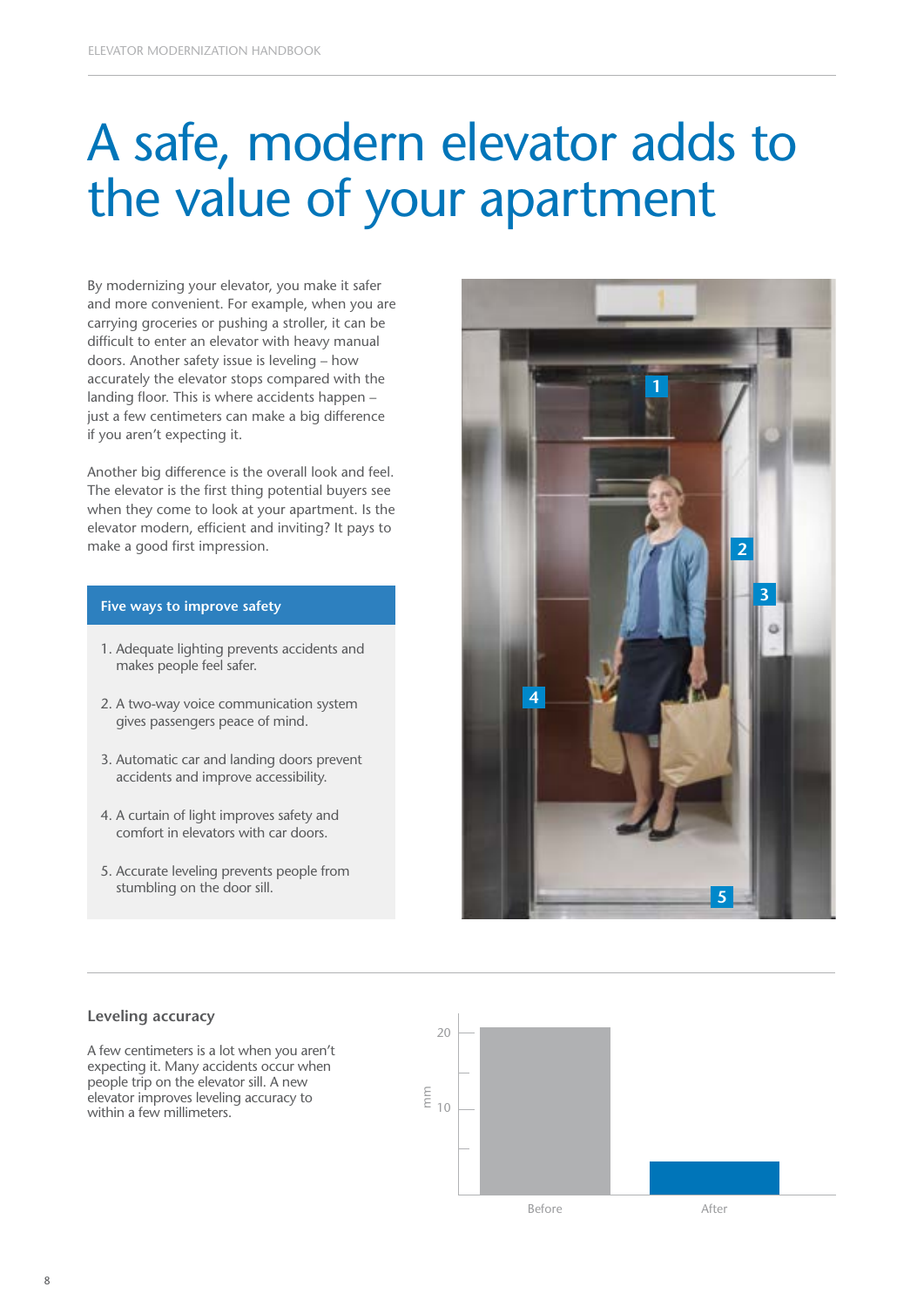# A safe, modern elevator adds to the value of your apartment

By modernizing your elevator, you make it safer and more convenient. For example, when you are carrying groceries or pushing a stroller, it can be difficult to enter an elevator with heavy manual doors. Another safety issue is leveling – how accurately the elevator stops compared with the landing floor. This is where accidents happen – just a few centimeters can make a big difference if you aren't expecting it.

Another big difference is the overall look and feel. The elevator is the first thing potential buyers see when they come to look at your apartment. Is the elevator modern, efficient and inviting? It pays to make a good first impression.

**Five ways to improve safety**

1. Adequate lighting prevents accidents and makes people feel safer.
2. A two-way voice communication system gives passengers peace of mind.
3. Automatic car and landing doors prevent accidents and improve accessibility.
4. A curtain of light improves safety and comfort in elevators with car doors.
5. Accurate leveling prevents people from stumbling on the door sill.

## Leveling accuracy

A few centimeters is a lot when you aren't expecting it. Many accidents occur when people trip on the elevator sill. A new elevator improves leveling accuracy to within a few millimeters.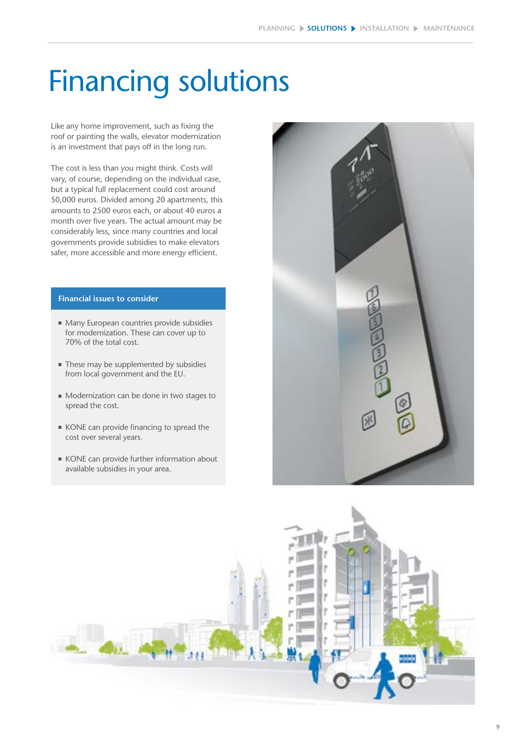# Financing solutions

Like any home improvement, such as fixing the roof or painting the walls, elevator modernization is an investment that pays off in the long run.

The cost is less than you might think. Costs will vary, of course, depending on the individual case, but a typical full replacement could cost around 50,000 euros. Divided among 20 apartments, this amounts to 2500 euros each, or about 40 euros a month over five years. The actual amount may be considerably less, since many countries and local governments provide subsidies to make elevators safer, more accessible and more energy efficient.

**Financial issues to consider**

- Many European countries provide subsidies for modernization. These can cover up to 70% of the total cost.
- These may be supplemented by subsidies from local government and the EU.
- Modernization can be done in two stages to spread the cost.
- KONE can provide financing to spread the cost over several years.
- KONE can provide further information about available subsidies in your area.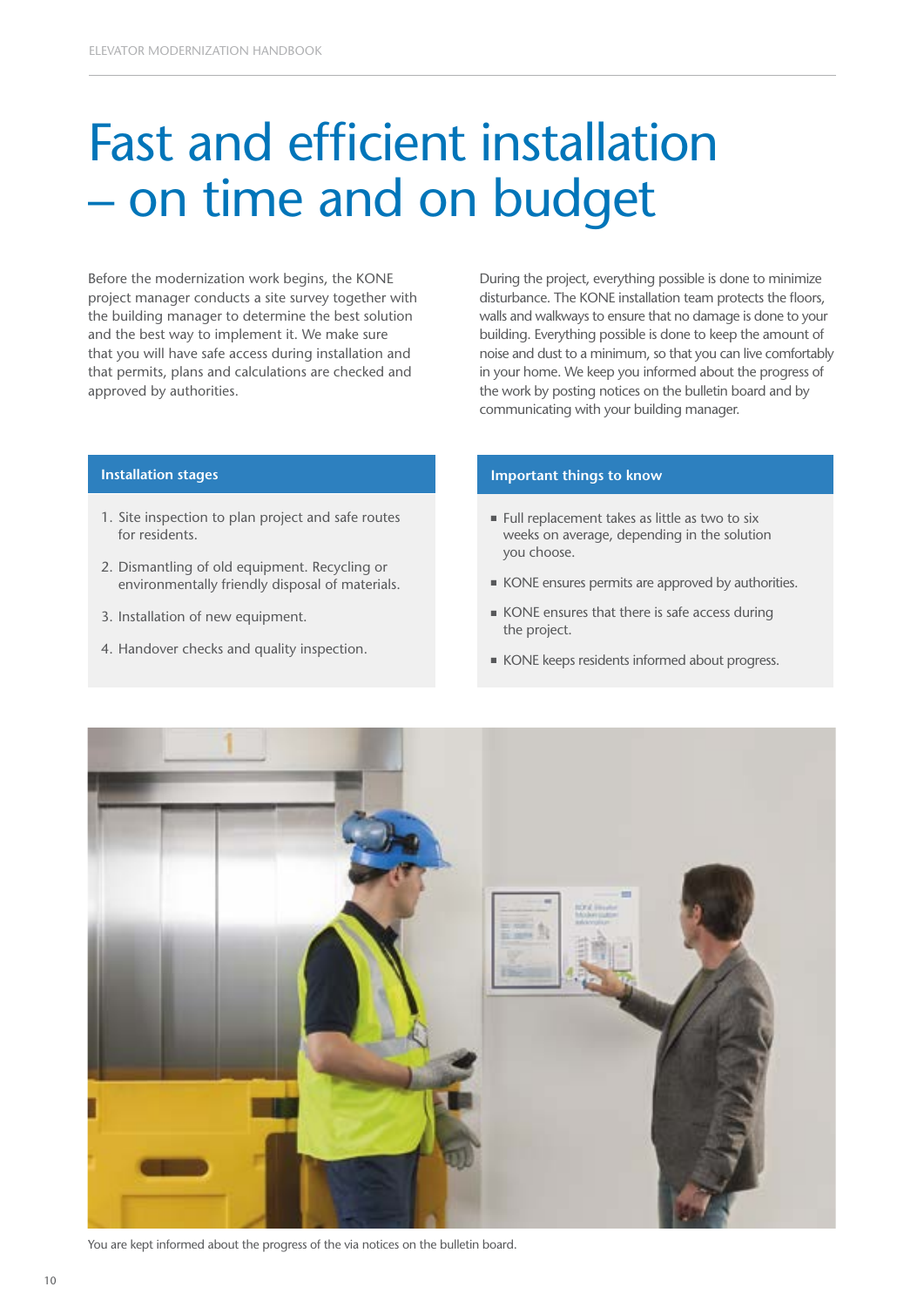# Fast and efficient installation – on time and on budget

Before the modernization work begins, the KONE project manager conducts a site survey together with the building manager to determine the best solution and the best way to implement it. We make sure that you will have safe access during installation and that permits, plans and calculations are checked and approved by authorities.

During the project, everything possible is done to minimize disturbance. The KONE installation team protects the floors, walls and walkways to ensure that no damage is done to your building. Everything possible is done to keep the amount of noise and dust to a minimum, so that you can live comfortably in your home. We keep you informed about the progress of the work by posting notices on the bulletin board and by communicating with your building manager.

### Installation stages

1. Site inspection to plan project and safe routes for residents.
2. Dismantling of old equipment. Recycling or environmentally friendly disposal of materials.
3. Installation of new equipment.
4. Handover checks and quality inspection.

### Important things to know

- Full replacement takes as little as two to six weeks on average, depending in the solution you choose.
- KONE ensures permits are approved by authorities.
- KONE ensures that there is safe access during the project.
- KONE keeps residents informed about progress.

You are kept informed about the progress of the via notices on the bulletin board.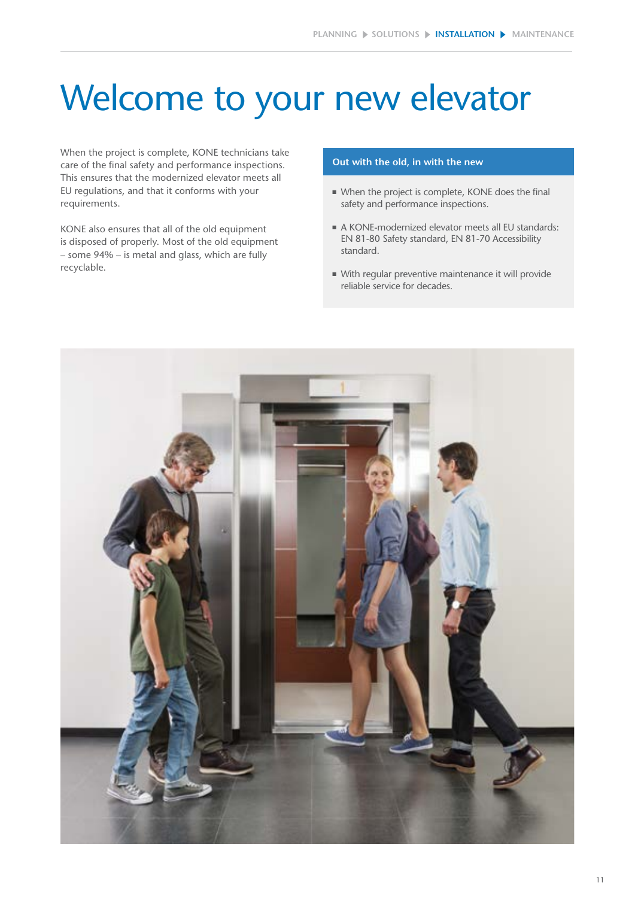# Welcome to your new elevator

When the project is complete, KONE technicians take care of the final safety and performance inspections. This ensures that the modernized elevator meets all EU regulations, and that it conforms with your requirements.

KONE also ensures that all of the old equipment is disposed of properly. Most of the old equipment – some 94% – is metal and glass, which are fully recyclable.

**Out with the old, in with the new**

- When the project is complete, KONE does the final safety and performance inspections.
- A KONE-modernized elevator meets all EU standards: EN 81-80 Safety standard, EN 81-70 Accessibility standard.
- With regular preventive maintenance it will provide reliable service for decades.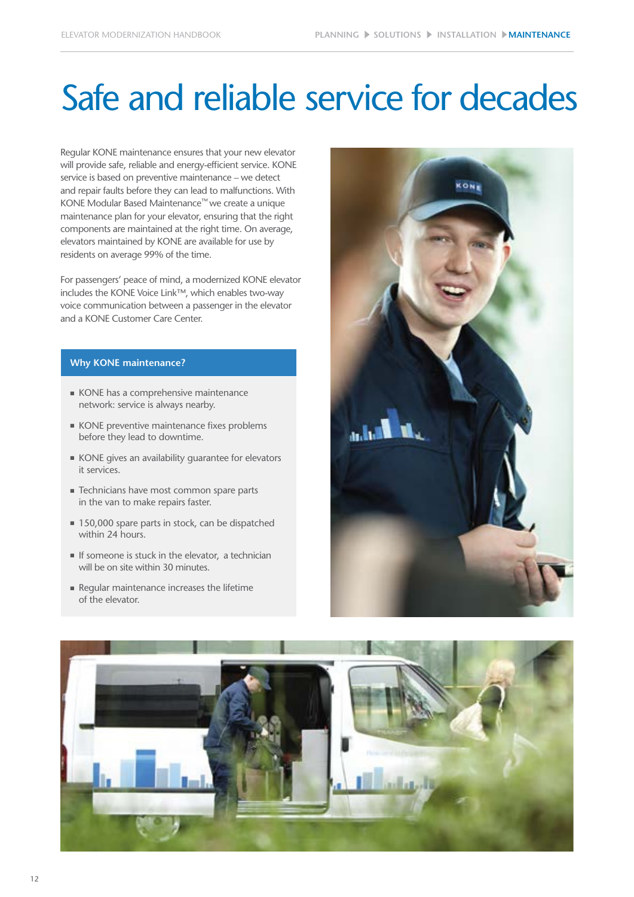# Safe and reliable service for decades

Regular KONE maintenance ensures that your new elevator will provide safe, reliable and energy-efficient service. KONE service is based on preventive maintenance – we detect and repair faults before they can lead to malfunctions. With KONE Modular Based Maintenance™ we create a unique maintenance plan for your elevator, ensuring that the right components are maintained at the right time. On average, elevators maintained by KONE are available for use by residents on average 99% of the time.

For passengers' peace of mind, a modernized KONE elevator includes the KONE Voice Link™, which enables two-way voice communication between a passenger in the elevator and a KONE Customer Care Center.

**Why KONE maintenance?**

- KONE has a comprehensive maintenance network: service is always nearby.
- KONE preventive maintenance fixes problems before they lead to downtime.
- KONE gives an availability guarantee for elevators it services.
- Technicians have most common spare parts in the van to make repairs faster.
- 150,000 spare parts in stock, can be dispatched within 24 hours.
- If someone is stuck in the elevator, a technician will be on site within 30 minutes.
- Regular maintenance increases the lifetime of the elevator.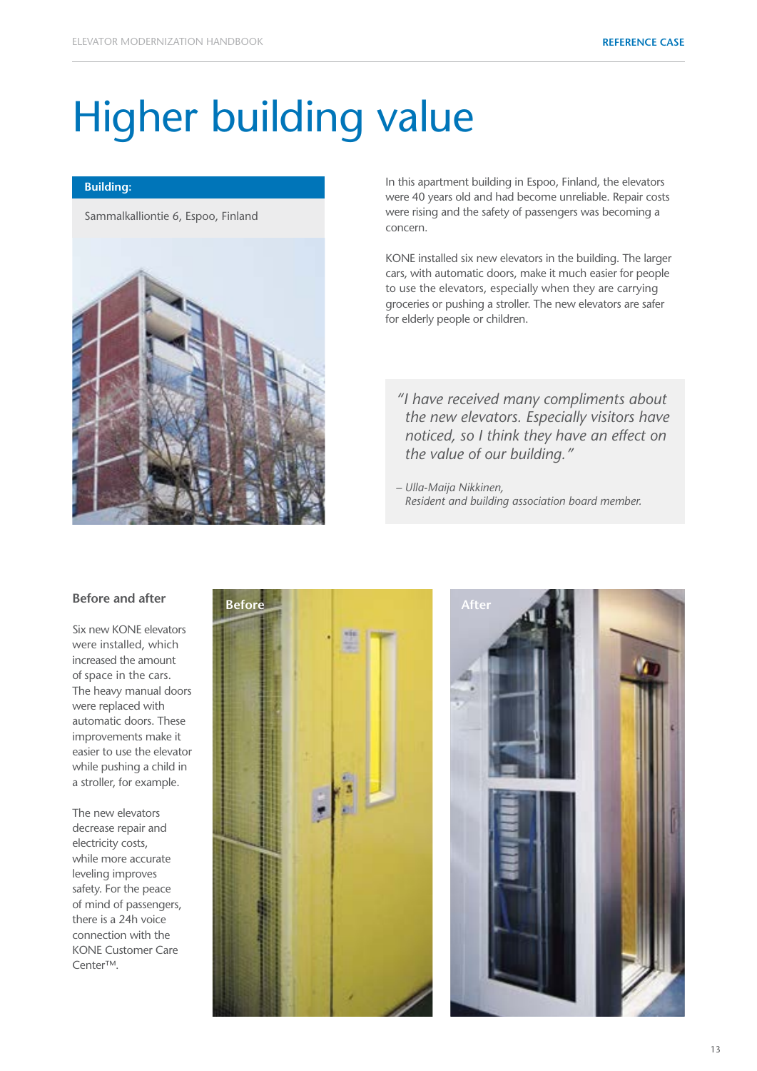# Higher building value

**Building:**

Sammalkalliontie 6, Espoo, Finland

In this apartment building in Espoo, Finland, the elevators were 40 years old and had become unreliable. Repair costs were rising and the safety of passengers was becoming a concern.

KONE installed six new elevators in the building. The larger cars, with automatic doors, make it much easier for people to use the elevators, especially when they are carrying groceries or pushing a stroller. The new elevators are safer for elderly people or children.

> *"I have received many compliments about the new elevators. Especially visitors have noticed, so I think they have an effect on the value of our building."*
>
> *– Ulla-Maija Nikkinen, Resident and building association board member.*

### Before and after

Six new KONE elevators were installed, which increased the amount of space in the cars. The heavy manual doors were replaced with automatic doors. These improvements make it easier to use the elevator while pushing a child in a stroller, for example.

The new elevators decrease repair and electricity costs, while more accurate leveling improves safety. For the peace of mind of passengers, there is a 24h voice connection with the KONE Customer Care Center™.

Before

After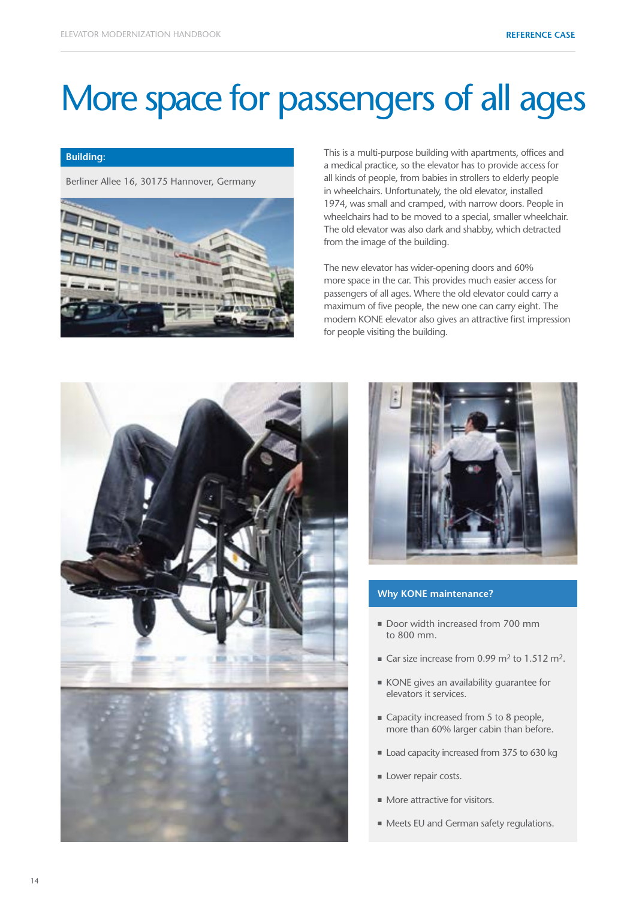# More space for passengers of all ages

**Building:**

Berliner Allee 16, 30175 Hannover, Germany

This is a multi-purpose building with apartments, offices and a medical practice, so the elevator has to provide access for all kinds of people, from babies in strollers to elderly people in wheelchairs. Unfortunately, the old elevator, installed 1974, was small and cramped, with narrow doors. People in wheelchairs had to be moved to a special, smaller wheelchair. The old elevator was also dark and shabby, which detracted from the image of the building.

The new elevator has wider-opening doors and 60% more space in the car. This provides much easier access for passengers of all ages. Where the old elevator could carry a maximum of five people, the new one can carry eight. The modern KONE elevator also gives an attractive first impression for people visiting the building.

## Why KONE maintenance?

- Door width increased from 700 mm to 800 mm.
- Car size increase from 0.99 $m^2$ to 1.512 $m^2$.
- KONE gives an availability guarantee for elevators it services.
- Capacity increased from 5 to 8 people, more than 60% larger cabin than before.
- Load capacity increased from 375 to 630 kg
- Lower repair costs.
- More attractive for visitors.
- Meets EU and German safety regulations.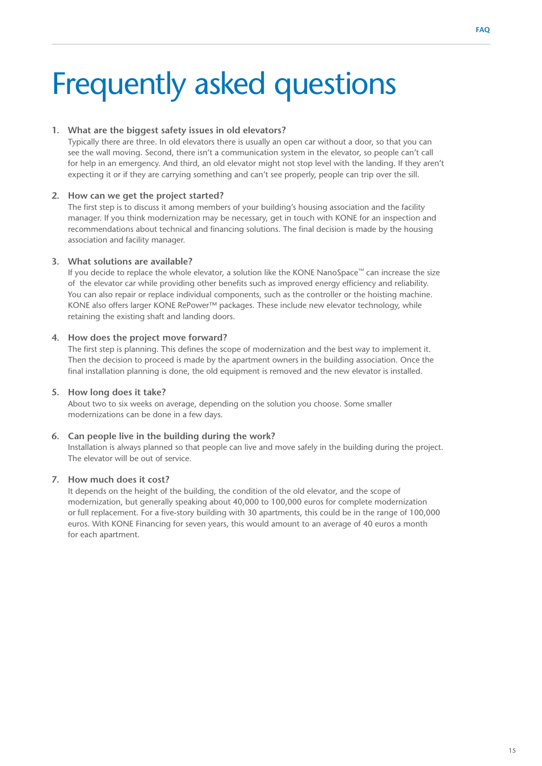# Frequently asked questions

1. **What are the biggest safety issues in old elevators?**
   Typically there are three. In old elevators there is usually an open car without a door, so that you can see the wall moving. Second, there isn't a communication system in the elevator, so people can't call for help in an emergency. And third, an old elevator might not stop level with the landing. If they aren't expecting it or if they are carrying something and can't see properly, people can trip over the sill.

2. **How can we get the project started?**
   The first step is to discuss it among members of your building's housing association and the facility manager. If you think modernization may be necessary, get in touch with KONE for an inspection and recommendations about technical and financing solutions. The final decision is made by the housing association and facility manager.

3. **What solutions are available?**
   If you decide to replace the whole elevator, a solution like the KONE NanoSpace™ can increase the size of the elevator car while providing other benefits such as improved energy efficiency and reliability. You can also repair or replace individual components, such as the controller or the hoisting machine. KONE also offers larger KONE RePower™ packages. These include new elevator technology, while retaining the existing shaft and landing doors.

4. **How does the project move forward?**
   The first step is planning. This defines the scope of modernization and the best way to implement it. Then the decision to proceed is made by the apartment owners in the building association. Once the final installation planning is done, the old equipment is removed and the new elevator is installed.

5. **How long does it take?**
   About two to six weeks on average, depending on the solution you choose. Some smaller modernizations can be done in a few days.

6. **Can people live in the building during the work?**
   Installation is always planned so that people can live and move safely in the building during the project. The elevator will be out of service.

7. **How much does it cost?**
   It depends on the height of the building, the condition of the old elevator, and the scope of modernization, but generally speaking about 40,000 to 100,000 euros for complete modernization or full replacement. For a five-story building with 30 apartments, this could be in the range of 100,000 euros. With KONE Financing for seven years, this would amount to an average of 40 euros a month for each apartment.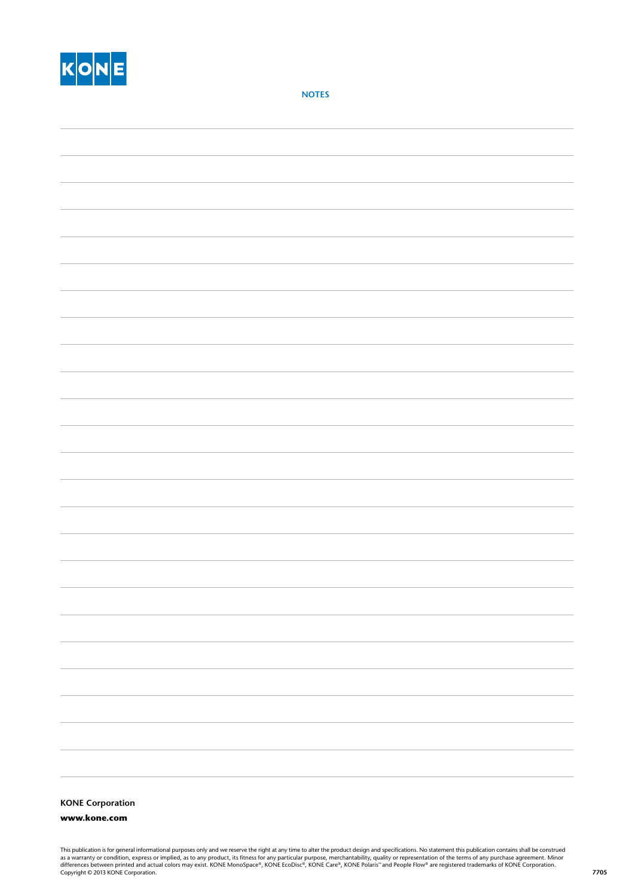KONE

NOTES

**KONE Corporation**

**www.kone.com**

This publication is for general informational purposes only and we reserve the right at any time to alter the product design and specifications. No statement this publication contains shall be construed as a warranty or condition, express or implied, as to any product, its fitness for any particular purpose, merchantability, quality or representation of the terms of any purchase agreement. Minor differences between printed and actual colors may exist. KONE MonoSpace®, KONE EcoDisc®, KONE Care®, KONE Polaris™ and People Flow® are registered trademarks of KONE Corporation. Copyright © 2013 KONE Corporation.

7705